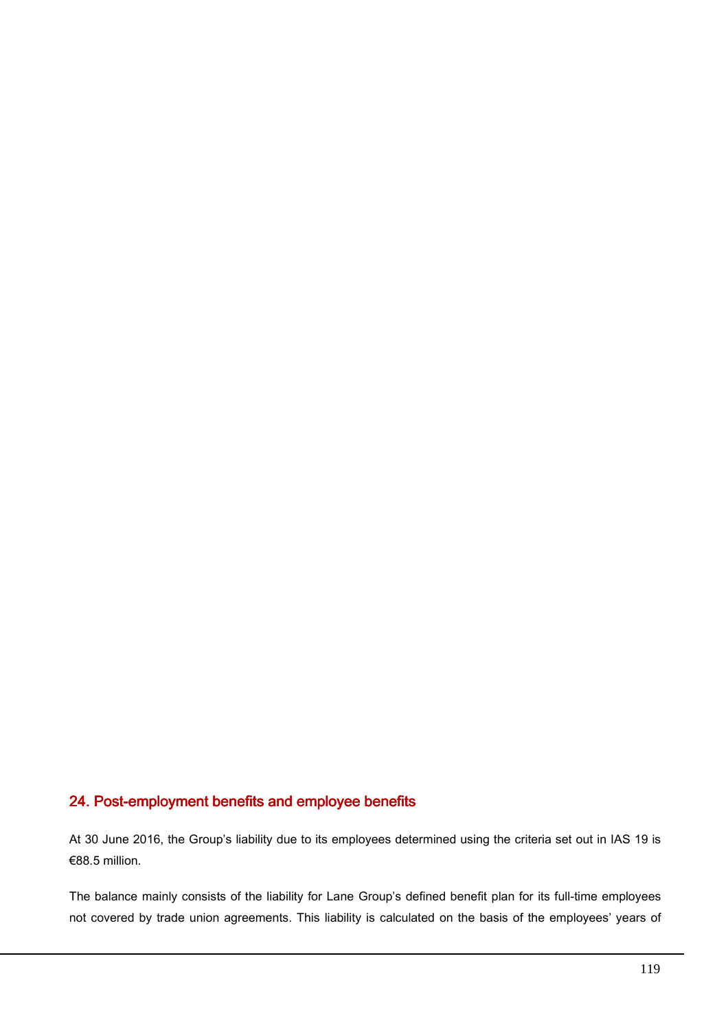## 24. Post-employment benefits and employee benefits

At 30 June 2016, the Group's liability due to its employees determined using the criteria set out in IAS 19 is €88.5 million.

The balance mainly consists of the liability for Lane Group's defined benefit plan for its full-time employees not covered by trade union agreements. This liability is calculated on the basis of the employees' years of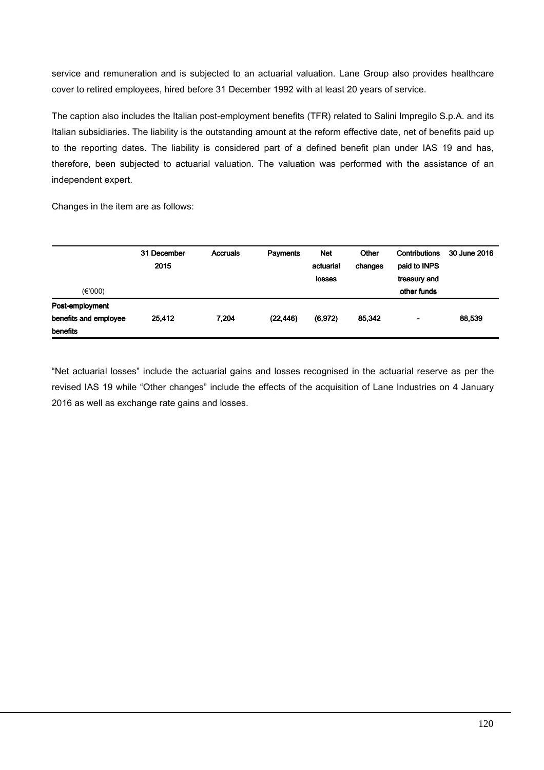service and remuneration and is subjected to an actuarial valuation. Lane Group also provides healthcare cover to retired employees, hired before 31 December 1992 with at least 20 years of service.

The caption also includes the Italian post-employment benefits (TFR) related to Salini Impregilo S.p.A. and its Italian subsidiaries. The liability is the outstanding amount at the reform effective date, net of benefits paid up to the reporting dates. The liability is considered part of a defined benefit plan under IAS 19 and has, therefore, been subjected to actuarial valuation. The valuation was performed with the assistance of an independent expert.

Changes in the item are as follows:

| (€'000) | 31 December 2015 | Accruals | Payments | Net actuarial losses | Other changes | Contributions paid to INPS treasury and other funds | 30 June 2016 |
|---|---|---|---|---|---|---|---|
| **Post-employment benefits and employee benefits** | 25,412 | 7,204 | (22,446) | (6,972) | 85,342 | - | 88,539 |

"Net actuarial losses" include the actuarial gains and losses recognised in the actuarial reserve as per the revised IAS 19 while "Other changes" include the effects of the acquisition of Lane Industries on 4 January 2016 as well as exchange rate gains and losses.